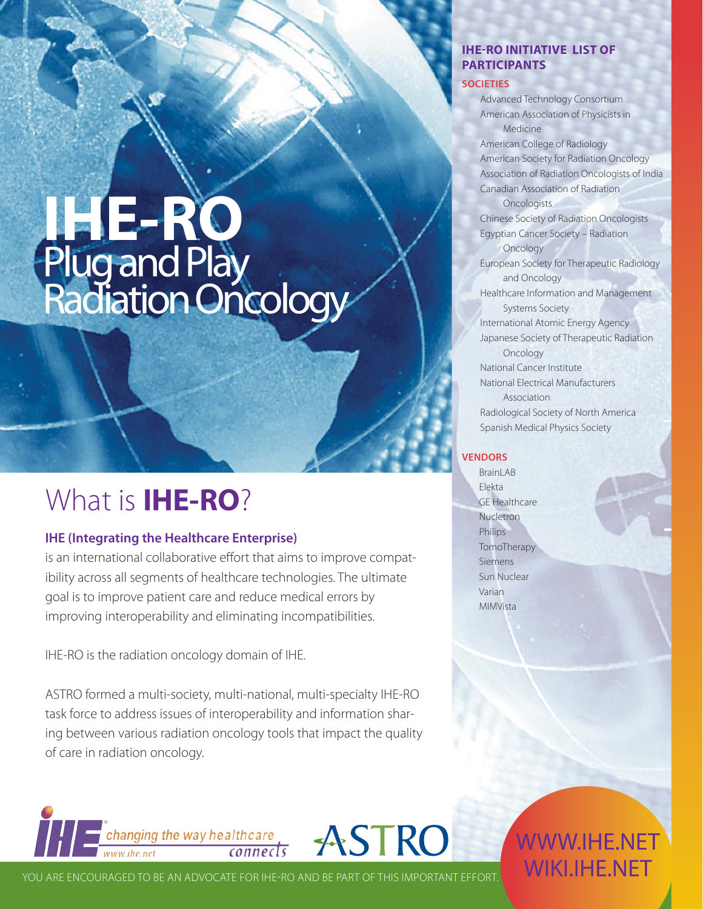# IHE-RO
## Plug and Play Radiation Oncology

## What is **IHE-RO**?

**IHE (Integrating the Healthcare Enterprise)** is an international collaborative effort that aims to improve compatibility across all segments of healthcare technologies. The ultimate goal is to improve patient care and reduce medical errors by improving interoperability and eliminating incompatibilities.

IHE-RO is the radiation oncology domain of IHE.

ASTRO formed a multi-society, multi-national, multi-specialty IHE-RO task force to address issues of interoperability and information sharing between various radiation oncology tools that impact the quality of care in radiation oncology.

### IHE-RO INITIATIVE LIST OF PARTICIPANTS

**SOCIETIES**

- Advanced Technology Consortium
- American Association of Physicists in Medicine
- American College of Radiology
- American Society for Radiation Oncology
- Association of Radiation Oncologists of India
- Canadian Association of Radiation Oncologists
- Chinese Society of Radiation Oncologists
- Egyptian Cancer Society – Radiation Oncology
- European Society for Therapeutic Radiology and Oncology
- Healthcare Information and Management Systems Society
- International Atomic Energy Agency
- Japanese Society of Therapeutic Radiation Oncology
- National Cancer Institute
- National Electrical Manufacturers Association
- Radiological Society of North America
- Spanish Medical Physics Society

**VENDORS**

- BrainLAB
- Elekta
- GE Healthcare
- Nucletron
- Philips
- TomoTherapy
- Siemens
- Sun Nuclear
- Varian
- MIMVista

IHE changing the way healthcare connects — www.ihe.net

ASTRO

WWW.IHE.NET
WIKI.IHE.NET

YOU ARE ENCOURAGED TO BE AN ADVOCATE FOR IHE-RO AND BE PART OF THIS IMPORTANT EFFORT.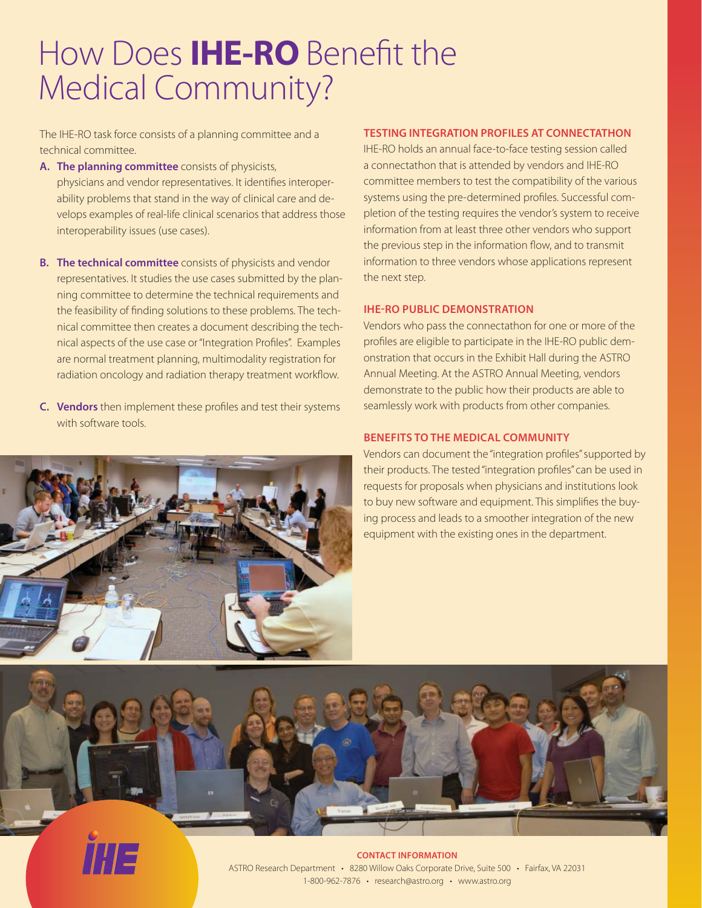# How Does **IHE-RO** Benefit the Medical Community?

The IHE-RO task force consists of a planning committee and a technical committee.

**A. The planning committee** consists of physicists, physicians and vendor representatives. It identifies interoperability problems that stand in the way of clinical care and develops examples of real-life clinical scenarios that address those interoperability issues (use cases).

**B. The technical committee** consists of physicists and vendor representatives. It studies the use cases submitted by the planning committee to determine the technical requirements and the feasibility of finding solutions to these problems. The technical committee then creates a document describing the technical aspects of the use case or "Integration Profiles". Examples are normal treatment planning, multimodality registration for radiation oncology and radiation therapy treatment workflow.

**C. Vendors** then implement these profiles and test their systems with software tools.

### TESTING INTEGRATION PROFILES AT CONNECTATHON

IHE-RO holds an annual face-to-face testing session called a connectathon that is attended by vendors and IHE-RO committee members to test the compatibility of the various systems using the pre-determined profiles. Successful completion of the testing requires the vendor's system to receive information from at least three other vendors who support the previous step in the information flow, and to transmit information to three vendors whose applications represent the next step.

### IHE-RO PUBLIC DEMONSTRATION

Vendors who pass the connectathon for one or more of the profiles are eligible to participate in the IHE-RO public demonstration that occurs in the Exhibit Hall during the ASTRO Annual Meeting. At the ASTRO Annual Meeting, vendors demonstrate to the public how their products are able to seamlessly work with products from other companies.

### BENEFITS TO THE MEDICAL COMMUNITY

Vendors can document the "integration profiles" supported by their products. The tested "integration profiles" can be used in requests for proposals when physicians and institutions look to buy new software and equipment. This simplifies the buying process and leads to a smoother integration of the new equipment with the existing ones in the department.

IHE

**CONTACT INFORMATION**

ASTRO Research Department • 8280 Willow Oaks Corporate Drive, Suite 500 • Fairfax, VA 22031
1-800-962-7876 • research@astro.org • www.astro.org